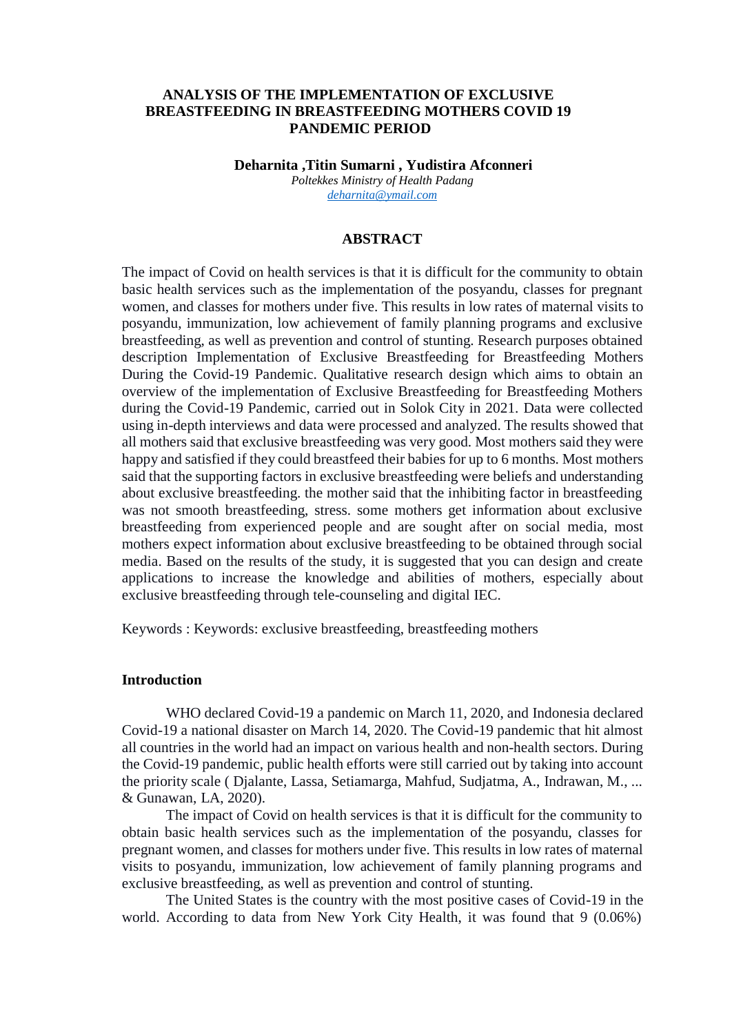# ANALYSIS OF THE IMPLEMENTATION OF EXCLUSIVE BREASTFEEDING IN BREASTFEEDING MOTHERS COVID 19 PANDEMIC PERIOD

**Deharnita ,Titin Sumarni , Yudistira Afconneri**

*Poltekkes Ministry of Health Padang*

*deharnita@ymail.com*

## ABSTRACT

The impact of Covid on health services is that it is difficult for the community to obtain basic health services such as the implementation of the posyandu, classes for pregnant women, and classes for mothers under five. This results in low rates of maternal visits to posyandu, immunization, low achievement of family planning programs and exclusive breastfeeding, as well as prevention and control of stunting. Research purposes obtained description Implementation of Exclusive Breastfeeding for Breastfeeding Mothers During the Covid-19 Pandemic. Qualitative research design which aims to obtain an overview of the implementation of Exclusive Breastfeeding for Breastfeeding Mothers during the Covid-19 Pandemic, carried out in Solok City in 2021. Data were collected using in-depth interviews and data were processed and analyzed. The results showed that all mothers said that exclusive breastfeeding was very good. Most mothers said they were happy and satisfied if they could breastfeed their babies for up to 6 months. Most mothers said that the supporting factors in exclusive breastfeeding were beliefs and understanding about exclusive breastfeeding. the mother said that the inhibiting factor in breastfeeding was not smooth breastfeeding, stress. some mothers get information about exclusive breastfeeding from experienced people and are sought after on social media, most mothers expect information about exclusive breastfeeding to be obtained through social media. Based on the results of the study, it is suggested that you can design and create applications to increase the knowledge and abilities of mothers, especially about exclusive breastfeeding through tele-counseling and digital IEC.

Keywords : Keywords: exclusive breastfeeding, breastfeeding mothers

### Introduction

WHO declared Covid-19 a pandemic on March 11, 2020, and Indonesia declared Covid-19 a national disaster on March 14, 2020. The Covid-19 pandemic that hit almost all countries in the world had an impact on various health and non-health sectors. During the Covid-19 pandemic, public health efforts were still carried out by taking into account the priority scale ( Djalante, Lassa, Setiamarga, Mahfud, Sudjatma, A., Indrawan, M., ... & Gunawan, LA, 2020).

The impact of Covid on health services is that it is difficult for the community to obtain basic health services such as the implementation of the posyandu, classes for pregnant women, and classes for mothers under five. This results in low rates of maternal visits to posyandu, immunization, low achievement of family planning programs and exclusive breastfeeding, as well as prevention and control of stunting.

The United States is the country with the most positive cases of Covid-19 in the world. According to data from New York City Health, it was found that 9 (0.06%)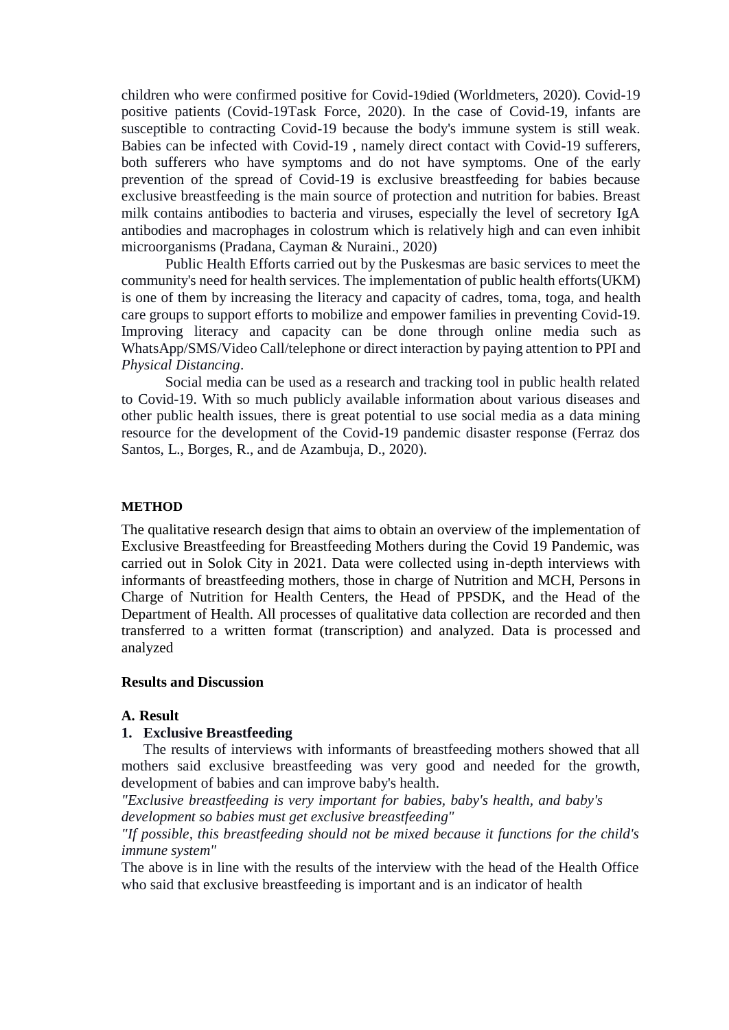children who were confirmed positive for Covid-19died (Worldmeters, 2020). Covid-19 positive patients (Covid-19Task Force, 2020). In the case of Covid-19, infants are susceptible to contracting Covid-19 because the body's immune system is still weak. Babies can be infected with Covid-19 , namely direct contact with Covid-19 sufferers, both sufferers who have symptoms and do not have symptoms. One of the early prevention of the spread of Covid-19 is exclusive breastfeeding for babies because exclusive breastfeeding is the main source of protection and nutrition for babies. Breast milk contains antibodies to bacteria and viruses, especially the level of secretory IgA antibodies and macrophages in colostrum which is relatively high and can even inhibit microorganisms (Pradana, Cayman & Nuraini., 2020)

Public Health Efforts carried out by the Puskesmas are basic services to meet the community's need for health services. The implementation of public health efforts(UKM) is one of them by increasing the literacy and capacity of cadres, toma, toga, and health care groups to support efforts to mobilize and empower families in preventing Covid-19. Improving literacy and capacity can be done through online media such as WhatsApp/SMS/Video Call/telephone or direct interaction by paying attention to PPI and *Physical Distancing*.

Social media can be used as a research and tracking tool in public health related to Covid-19. With so much publicly available information about various diseases and other public health issues, there is great potential to use social media as a data mining resource for the development of the Covid-19 pandemic disaster response (Ferraz dos Santos, L., Borges, R., and de Azambuja, D., 2020).

## METHOD

The qualitative research design that aims to obtain an overview of the implementation of Exclusive Breastfeeding for Breastfeeding Mothers during the Covid 19 Pandemic, was carried out in Solok City in 2021. Data were collected using in-depth interviews with informants of breastfeeding mothers, those in charge of Nutrition and MCH, Persons in Charge of Nutrition for Health Centers, the Head of PPSDK, and the Head of the Department of Health. All processes of qualitative data collection are recorded and then transferred to a written format (transcription) and analyzed. Data is processed and analyzed

## Results and Discussion

### A. Result

#### 1. Exclusive Breastfeeding

The results of interviews with informants of breastfeeding mothers showed that all mothers said exclusive breastfeeding was very good and needed for the growth, development of babies and can improve baby's health.

*"Exclusive breastfeeding is very important for babies, baby's health, and baby's development so babies must get exclusive breastfeeding"*

*"If possible, this breastfeeding should not be mixed because it functions for the child's immune system"*

The above is in line with the results of the interview with the head of the Health Office who said that exclusive breastfeeding is important and is an indicator of health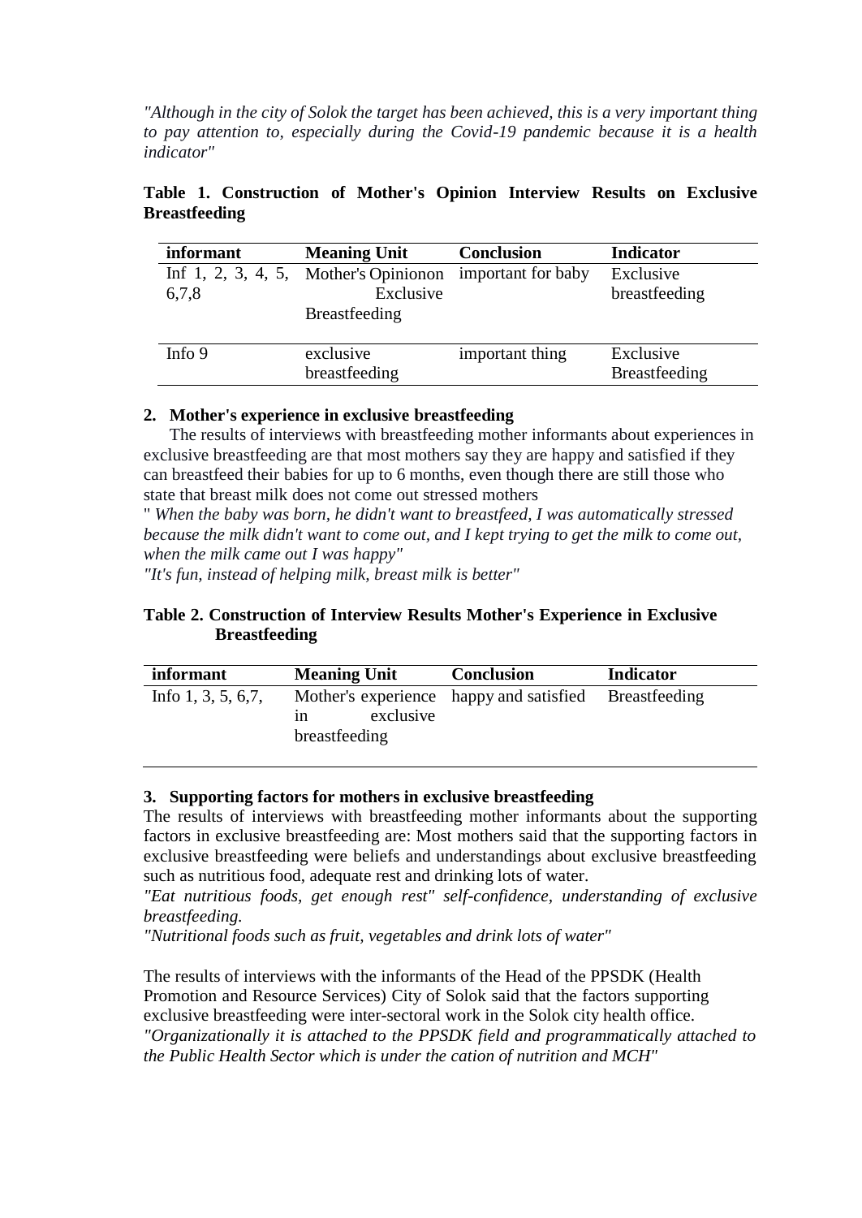*"Although in the city of Solok the target has been achieved, this is a very important thing to pay attention to, especially during the Covid-19 pandemic because it is a health indicator"*

**Table 1. Construction of Mother's Opinion Interview Results on Exclusive Breastfeeding**

| informant | Meaning Unit | Conclusion | Indicator |
|---|---|---|---|
| Inf 1, 2, 3, 4, 5, 6,7,8 | Mother's Opinionon Exclusive Breastfeeding | important for baby | Exclusive breastfeeding |
| Info 9 | exclusive breastfeeding | important thing | Exclusive Breastfeeding |

### 2. Mother's experience in exclusive breastfeeding

The results of interviews with breastfeeding mother informants about experiences in exclusive breastfeeding are that most mothers say they are happy and satisfied if they can breastfeed their babies for up to 6 months, even though there are still those who state that breast milk does not come out stressed mothers

" *When the baby was born, he didn't want to breastfeed, I was automatically stressed because the milk didn't want to come out, and I kept trying to get the milk to come out, when the milk came out I was happy"*

*"It's fun, instead of helping milk, breast milk is better"*

**Table 2. Construction of Interview Results Mother's Experience in Exclusive Breastfeeding**

| informant | Meaning Unit | Conclusion | Indicator |
|---|---|---|---|
| Info 1, 3, 5, 6,7, | Mother's experience in exclusive breastfeeding | happy and satisfied | Breastfeeding |

### 3. Supporting factors for mothers in exclusive breastfeeding

The results of interviews with breastfeeding mother informants about the supporting factors in exclusive breastfeeding are: Most mothers said that the supporting factors in exclusive breastfeeding were beliefs and understandings about exclusive breastfeeding such as nutritious food, adequate rest and drinking lots of water.

*"Eat nutritious foods, get enough rest" self-confidence, understanding of exclusive breastfeeding.*

*"Nutritional foods such as fruit, vegetables and drink lots of water"*

The results of interviews with the informants of the Head of the PPSDK (Health Promotion and Resource Services) City of Solok said that the factors supporting exclusive breastfeeding were inter-sectoral work in the Solok city health office.

*"Organizationally it is attached to the PPSDK field and programmatically attached to the Public Health Sector which is under the cation of nutrition and MCH"*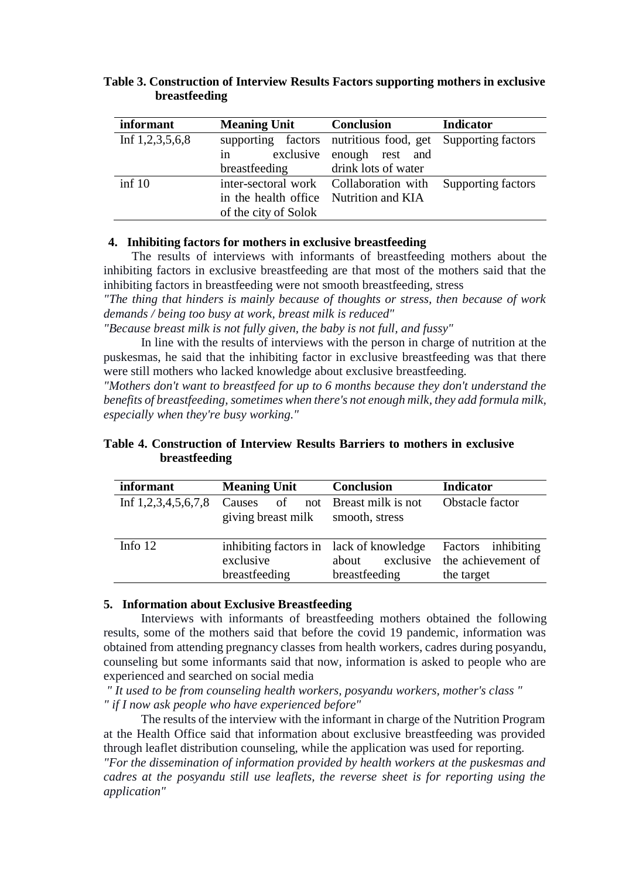**Table 3. Construction of Interview Results Factors supporting mothers in exclusive breastfeeding**

| informant | Meaning Unit | Conclusion | Indicator |
|---|---|---|---|
| Inf 1,2,3,5,6,8 | supporting factors in exclusive breastfeeding | nutritious food, get enough rest and drink lots of water | Supporting factors |
| inf 10 | inter-sectoral work in the health office of the city of Solok | Collaboration with Nutrition and KIA | Supporting factors |

### 4. Inhibiting factors for mothers in exclusive breastfeeding

The results of interviews with informants of breastfeeding mothers about the inhibiting factors in exclusive breastfeeding are that most of the mothers said that the inhibiting factors in breastfeeding were not smooth breastfeeding, stress

*"The thing that hinders is mainly because of thoughts or stress, then because of work demands / being too busy at work, breast milk is reduced"*

*"Because breast milk is not fully given, the baby is not full, and fussy"*

In line with the results of interviews with the person in charge of nutrition at the puskesmas, he said that the inhibiting factor in exclusive breastfeeding was that there were still mothers who lacked knowledge about exclusive breastfeeding.

*"Mothers don't want to breastfeed for up to 6 months because they don't understand the benefits of breastfeeding, sometimes when there's not enough milk, they add formula milk, especially when they're busy working."*

**Table 4. Construction of Interview Results Barriers to mothers in exclusive breastfeeding**

| informant | Meaning Unit | Conclusion | Indicator |
|---|---|---|---|
| Inf 1,2,3,4,5,6,7,8 | Causes of not giving breast milk | Breast milk is not smooth, stress | Obstacle factor |
| Info 12 | inhibiting factors in exclusive breastfeeding | lack of knowledge about exclusive breastfeeding | Factors inhibiting the achievement of the target |

### 5. Information about Exclusive Breastfeeding

Interviews with informants of breastfeeding mothers obtained the following results, some of the mothers said that before the covid 19 pandemic, information was obtained from attending pregnancy classes from health workers, cadres during posyandu, counseling but some informants said that now, information is asked to people who are experienced and searched on social media

*" It used to be from counseling health workers, posyandu workers, mother's class "*

*" if I now ask people who have experienced before"*

The results of the interview with the informant in charge of the Nutrition Program at the Health Office said that information about exclusive breastfeeding was provided through leaflet distribution counseling, while the application was used for reporting.

*"For the dissemination of information provided by health workers at the puskesmas and cadres at the posyandu still use leaflets, the reverse sheet is for reporting using the application"*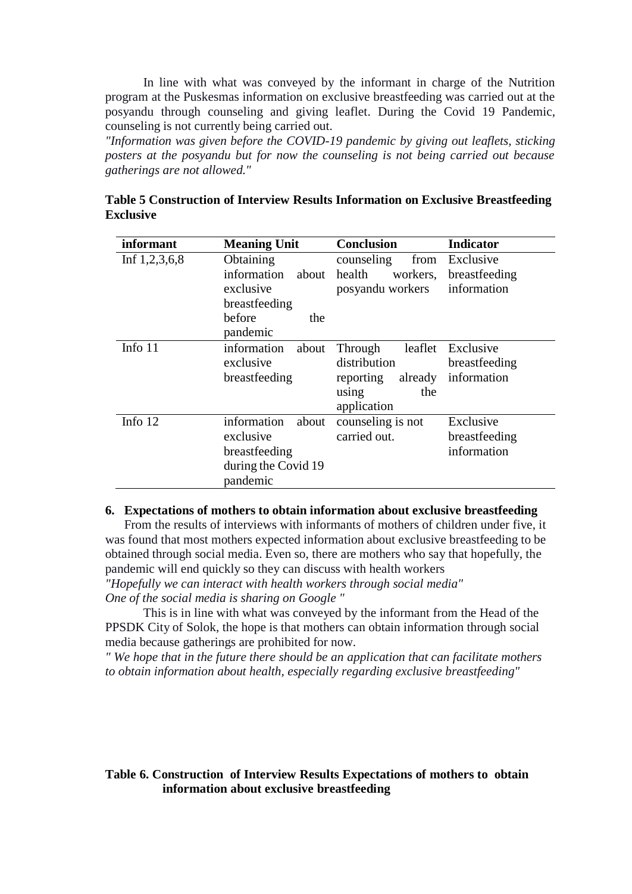In line with what was conveyed by the informant in charge of the Nutrition program at the Puskesmas information on exclusive breastfeeding was carried out at the posyandu through counseling and giving leaflet. During the Covid 19 Pandemic, counseling is not currently being carried out.

*"Information was given before the COVID-19 pandemic by giving out leaflets, sticking posters at the posyandu but for now the counseling is not being carried out because gatherings are not allowed."*

**Table 5 Construction of Interview Results Information on Exclusive Breastfeeding Exclusive**

| informant | Meaning Unit | Conclusion | Indicator |
|---|---|---|---|
| Inf 1,2,3,6,8 | Obtaining information about exclusive breastfeeding before the pandemic | counseling from health workers, posyandu workers | Exclusive breastfeeding information |
| Info 11 | information about exclusive breastfeeding | Through leaflet distribution reporting already using the application | Exclusive breastfeeding information |
| Info 12 | information about exclusive breastfeeding during the Covid 19 pandemic | counseling is not carried out. | Exclusive breastfeeding information |

**6. Expectations of mothers to obtain information about exclusive breastfeeding**

From the results of interviews with informants of mothers of children under five, it was found that most mothers expected information about exclusive breastfeeding to be obtained through social media. Even so, there are mothers who say that hopefully, the pandemic will end quickly so they can discuss with health workers

*"Hopefully we can interact with health workers through social media"*
*One of the social media is sharing on Google "*

This is in line with what was conveyed by the informant from the Head of the PPSDK City of Solok, the hope is that mothers can obtain information through social media because gatherings are prohibited for now.

*" We hope that in the future there should be an application that can facilitate mothers to obtain information about health, especially regarding exclusive breastfeeding"*

**Table 6. Construction of Interview Results Expectations of mothers to obtain information about exclusive breastfeeding**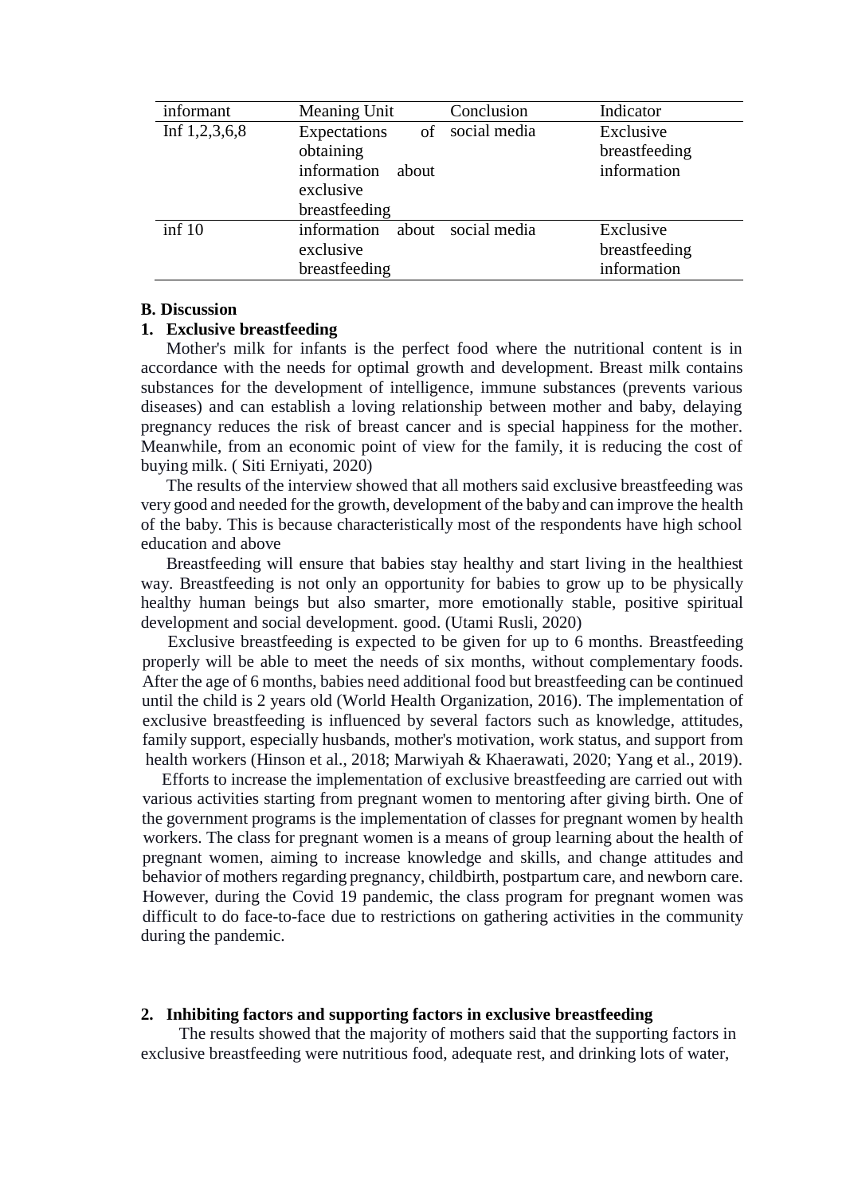| informant | Meaning Unit | Conclusion | Indicator |
|---|---|---|---|
| Inf 1,2,3,6,8 | Expectations of obtaining information about exclusive breastfeeding | social media | Exclusive breastfeeding information |
| inf 10 | information about exclusive breastfeeding | social media | Exclusive breastfeeding information |

**B. Discussion**

**1. Exclusive breastfeeding**

Mother's milk for infants is the perfect food where the nutritional content is in accordance with the needs for optimal growth and development. Breast milk contains substances for the development of intelligence, immune substances (prevents various diseases) and can establish a loving relationship between mother and baby, delaying pregnancy reduces the risk of breast cancer and is special happiness for the mother. Meanwhile, from an economic point of view for the family, it is reducing the cost of buying milk. ( Siti Erniyati, 2020)

The results of the interview showed that all mothers said exclusive breastfeeding was very good and needed for the growth, development of the baby and can improve the health of the baby. This is because characteristically most of the respondents have high school education and above

Breastfeeding will ensure that babies stay healthy and start living in the healthiest way. Breastfeeding is not only an opportunity for babies to grow up to be physically healthy human beings but also smarter, more emotionally stable, positive spiritual development and social development. good. (Utami Rusli, 2020)

Exclusive breastfeeding is expected to be given for up to 6 months. Breastfeeding properly will be able to meet the needs of six months, without complementary foods. After the age of 6 months, babies need additional food but breastfeeding can be continued until the child is 2 years old (World Health Organization, 2016). The implementation of exclusive breastfeeding is influenced by several factors such as knowledge, attitudes, family support, especially husbands, mother's motivation, work status, and support from health workers (Hinson et al., 2018; Marwiyah & Khaerawati, 2020; Yang et al., 2019).

Efforts to increase the implementation of exclusive breastfeeding are carried out with various activities starting from pregnant women to mentoring after giving birth. One of the government programs is the implementation of classes for pregnant women by health workers. The class for pregnant women is a means of group learning about the health of pregnant women, aiming to increase knowledge and skills, and change attitudes and behavior of mothers regarding pregnancy, childbirth, postpartum care, and newborn care. However, during the Covid 19 pandemic, the class program for pregnant women was difficult to do face-to-face due to restrictions on gathering activities in the community during the pandemic.

**2. Inhibiting factors and supporting factors in exclusive breastfeeding**

The results showed that the majority of mothers said that the supporting factors in exclusive breastfeeding were nutritious food, adequate rest, and drinking lots of water,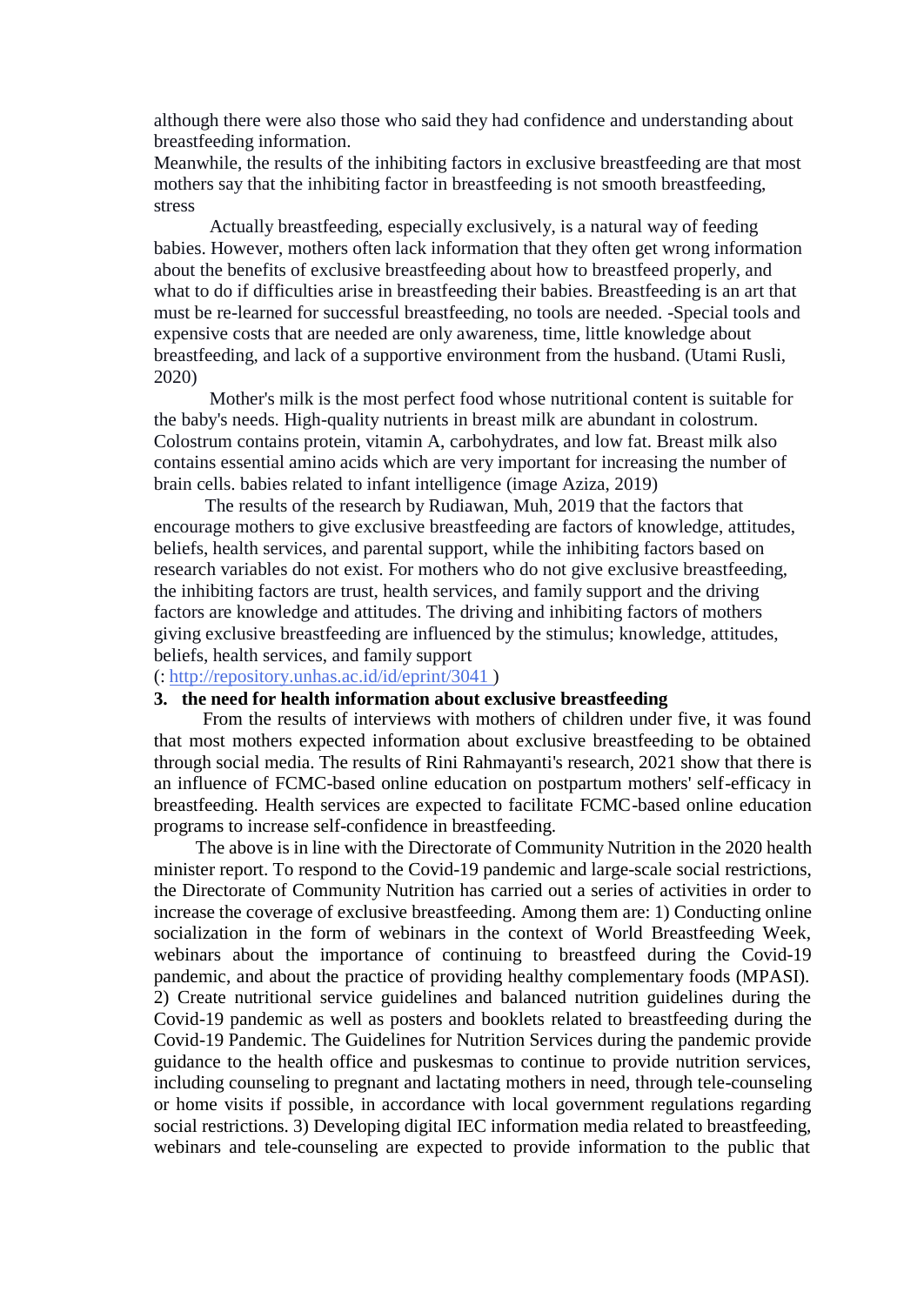although there were also those who said they had confidence and understanding about breastfeeding information.

Meanwhile, the results of the inhibiting factors in exclusive breastfeeding are that most mothers say that the inhibiting factor in breastfeeding is not smooth breastfeeding, stress

Actually breastfeeding, especially exclusively, is a natural way of feeding babies. However, mothers often lack information that they often get wrong information about the benefits of exclusive breastfeeding about how to breastfeed properly, and what to do if difficulties arise in breastfeeding their babies. Breastfeeding is an art that must be re-learned for successful breastfeeding, no tools are needed. -Special tools and expensive costs that are needed are only awareness, time, little knowledge about breastfeeding, and lack of a supportive environment from the husband. (Utami Rusli, 2020)

Mother's milk is the most perfect food whose nutritional content is suitable for the baby's needs. High-quality nutrients in breast milk are abundant in colostrum. Colostrum contains protein, vitamin A, carbohydrates, and low fat. Breast milk also contains essential amino acids which are very important for increasing the number of brain cells. babies related to infant intelligence (image Aziza, 2019)

The results of the research by Rudiawan, Muh, 2019 that the factors that encourage mothers to give exclusive breastfeeding are factors of knowledge, attitudes, beliefs, health services, and parental support, while the inhibiting factors based on research variables do not exist. For mothers who do not give exclusive breastfeeding, the inhibiting factors are trust, health services, and family support and the driving factors are knowledge and attitudes. The driving and inhibiting factors of mothers giving exclusive breastfeeding are influenced by the stimulus; knowledge, attitudes, beliefs, health services, and family support

(: http://repository.unhas.ac.id/id/eprint/3041 )

**3. the need for health information about exclusive breastfeeding**

From the results of interviews with mothers of children under five, it was found that most mothers expected information about exclusive breastfeeding to be obtained through social media. The results of Rini Rahmayanti's research, 2021 show that there is an influence of FCMC-based online education on postpartum mothers' self-efficacy in breastfeeding. Health services are expected to facilitate FCMC-based online education programs to increase self-confidence in breastfeeding.

The above is in line with the Directorate of Community Nutrition in the 2020 health minister report. To respond to the Covid-19 pandemic and large-scale social restrictions, the Directorate of Community Nutrition has carried out a series of activities in order to increase the coverage of exclusive breastfeeding. Among them are: 1) Conducting online socialization in the form of webinars in the context of World Breastfeeding Week, webinars about the importance of continuing to breastfeed during the Covid-19 pandemic, and about the practice of providing healthy complementary foods (MPASI). 2) Create nutritional service guidelines and balanced nutrition guidelines during the Covid-19 pandemic as well as posters and booklets related to breastfeeding during the Covid-19 Pandemic. The Guidelines for Nutrition Services during the pandemic provide guidance to the health office and puskesmas to continue to provide nutrition services, including counseling to pregnant and lactating mothers in need, through tele-counseling or home visits if possible, in accordance with local government regulations regarding social restrictions. 3) Developing digital IEC information media related to breastfeeding, webinars and tele-counseling are expected to provide information to the public that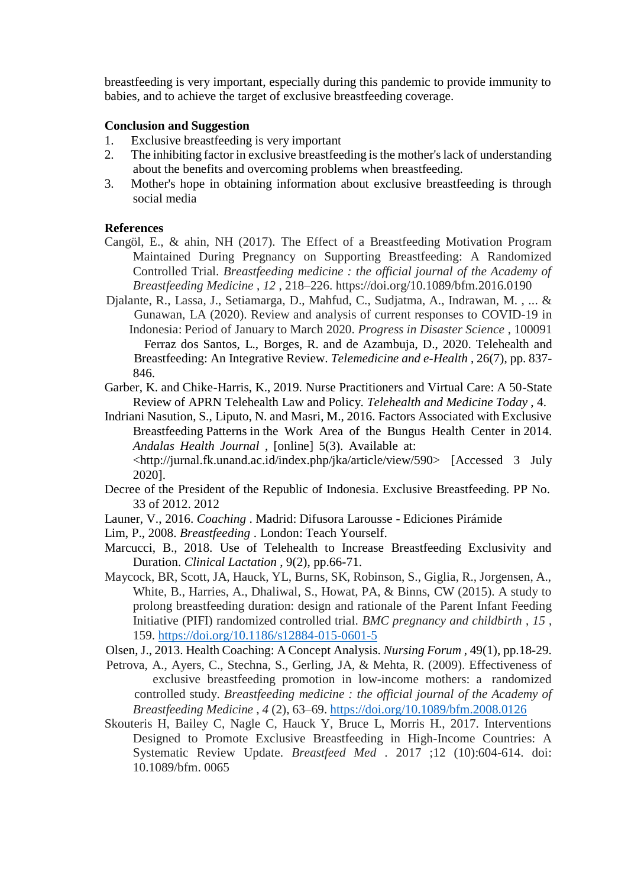breastfeeding is very important, especially during this pandemic to provide immunity to babies, and to achieve the target of exclusive breastfeeding coverage.

## Conclusion and Suggestion

1. Exclusive breastfeeding is very important
2. The inhibiting factor in exclusive breastfeeding is the mother's lack of understanding about the benefits and overcoming problems when breastfeeding.
3. Mother's hope in obtaining information about exclusive breastfeeding is through social media

## References

Cangöl, E., & ahin, NH (2017). The Effect of a Breastfeeding Motivation Program Maintained During Pregnancy on Supporting Breastfeeding: A Randomized Controlled Trial. *Breastfeeding medicine : the official journal of the Academy of Breastfeeding Medicine* , *12* , 218–226. https://doi.org/10.1089/bfm.2016.0190

Djalante, R., Lassa, J., Setiamarga, D., Mahfud, C., Sudjatma, A., Indrawan, M. , ... & Gunawan, LA (2020). Review and analysis of current responses to COVID-19 in Indonesia: Period of January to March 2020. *Progress in Disaster Science* , 100091

Ferraz dos Santos, L., Borges, R. and de Azambuja, D., 2020. Telehealth and Breastfeeding: An Integrative Review. *Telemedicine and e-Health* , 26(7), pp. 837-846.

Garber, K. and Chike-Harris, K., 2019. Nurse Practitioners and Virtual Care: A 50-State Review of APRN Telehealth Law and Policy. *Telehealth and Medicine Today* , 4.

Indriani Nasution, S., Liputo, N. and Masri, M., 2016. Factors Associated with Exclusive Breastfeeding Patterns in the Work Area of the Bungus Health Center in 2014. *Andalas Health Journal* , [online] 5(3). Available at: <http://jurnal.fk.unand.ac.id/index.php/jka/article/view/590> [Accessed 3 July 2020].

Decree of the President of the Republic of Indonesia. Exclusive Breastfeeding. PP No. 33 of 2012. 2012

Launer, V., 2016. *Coaching* . Madrid: Difusora Larousse - Ediciones Pirámide

Lim, P., 2008. *Breastfeeding* . London: Teach Yourself.

Marcucci, B., 2018. Use of Telehealth to Increase Breastfeeding Exclusivity and Duration. *Clinical Lactation* , 9(2), pp.66-71.

Maycock, BR, Scott, JA, Hauck, YL, Burns, SK, Robinson, S., Giglia, R., Jorgensen, A., White, B., Harries, A., Dhaliwal, S., Howat, PA, & Binns, CW (2015). A study to prolong breastfeeding duration: design and rationale of the Parent Infant Feeding Initiative (PIFI) randomized controlled trial. *BMC pregnancy and childbirth* , *15* , 159. https://doi.org/10.1186/s12884-015-0601-5

Olsen, J., 2013. Health Coaching: A Concept Analysis. *Nursing Forum* , 49(1), pp.18-29.

Petrova, A., Ayers, C., Stechna, S., Gerling, JA, & Mehta, R. (2009). Effectiveness of exclusive breastfeeding promotion in low-income mothers: a randomized controlled study. *Breastfeeding medicine : the official journal of the Academy of Breastfeeding Medicine* , *4* (2), 63–69. https://doi.org/10.1089/bfm.2008.0126

Skouteris H, Bailey C, Nagle C, Hauck Y, Bruce L, Morris H., 2017. Interventions Designed to Promote Exclusive Breastfeeding in High-Income Countries: A Systematic Review Update. *Breastfeed Med* . 2017 ;12 (10):604-614. doi: 10.1089/bfm. 0065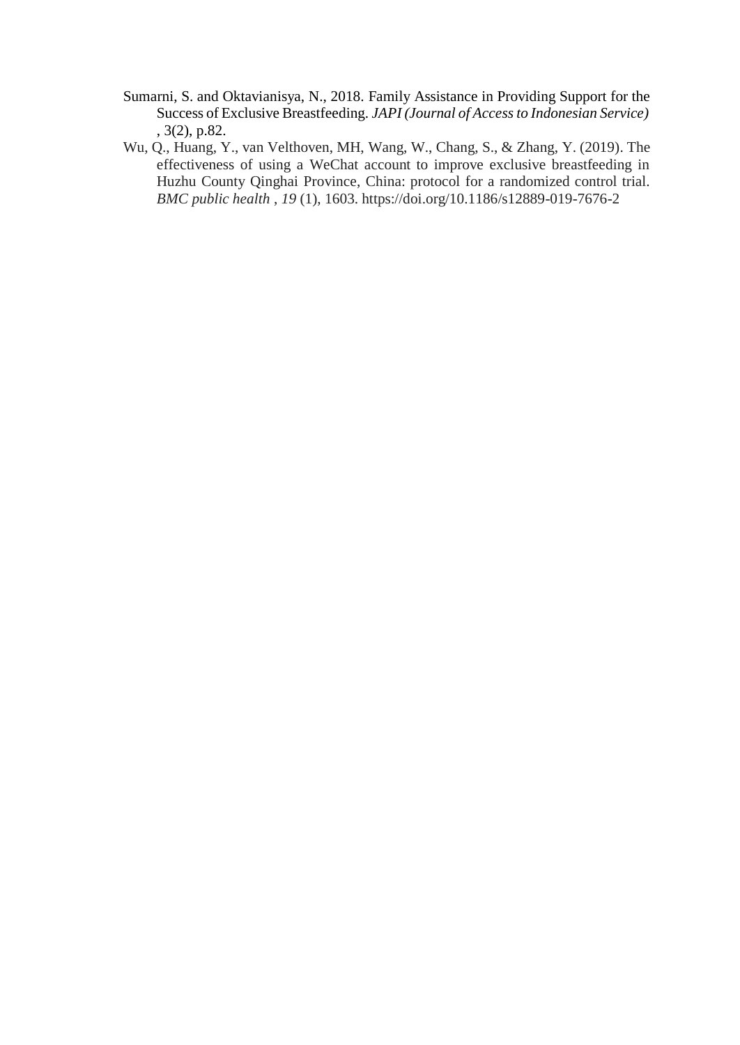Sumarni, S. and Oktavianisya, N., 2018. Family Assistance in Providing Support for the Success of Exclusive Breastfeeding. *JAPI (Journal of Access to Indonesian Service)* , 3(2), p.82.

Wu, Q., Huang, Y., van Velthoven, MH, Wang, W., Chang, S., & Zhang, Y. (2019). The effectiveness of using a WeChat account to improve exclusive breastfeeding in Huzhu County Qinghai Province, China: protocol for a randomized control trial. *BMC public health* , *19* (1), 1603. https://doi.org/10.1186/s12889-019-7676-2